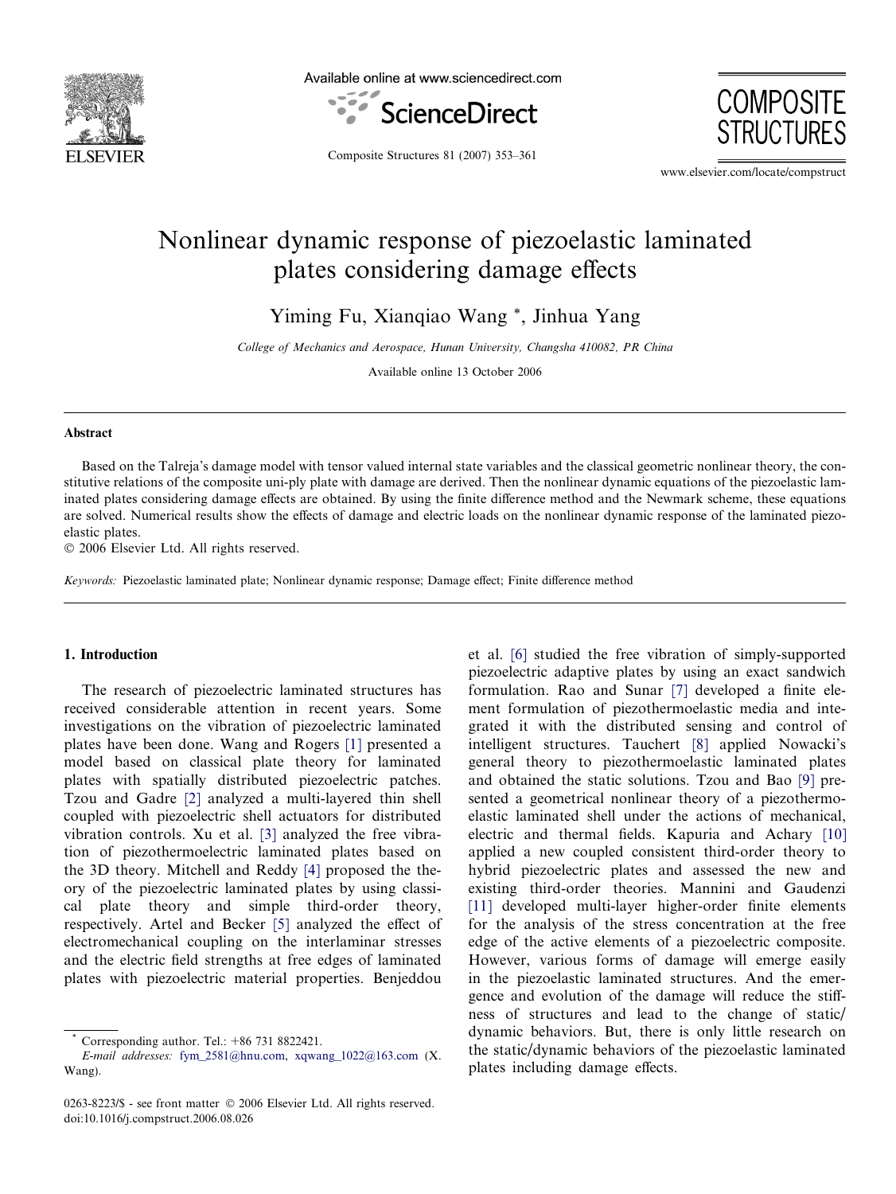# Nonlinear dynamic response of piezoelastic laminated plates considering damage effects

Yiming Fu, Xianqiao Wang *, Jinhua Yang

*College of Mechanics and Aerospace, Hunan University, Changsha 410082, PR China*

Available online 13 October 2006

## Abstract

Based on the Talreja's damage model with tensor valued internal state variables and the classical geometric nonlinear theory, the constitutive relations of the composite uni-ply plate with damage are derived. Then the nonlinear dynamic equations of the piezoelastic laminated plates considering damage effects are obtained. By using the finite difference method and the Newmark scheme, these equations are solved. Numerical results show the effects of damage and electric loads on the nonlinear dynamic response of the laminated piezoelastic plates.

© 2006 Elsevier Ltd. All rights reserved.

*Keywords:* Piezoelastic laminated plate; Nonlinear dynamic response; Damage effect; Finite difference method

## 1. Introduction

The research of piezoelectric laminated structures has received considerable attention in recent years. Some investigations on the vibration of piezoelectric laminated plates have been done. Wang and Rogers [1] presented a model based on classical plate theory for laminated plates with spatially distributed piezoelectric patches. Tzou and Gadre [2] analyzed a multi-layered thin shell coupled with piezoelectric shell actuators for distributed vibration controls. Xu et al. [3] analyzed the free vibration of piezothermoelectric laminated plates based on the 3D theory. Mitchell and Reddy [4] proposed the theory of the piezoelectric laminated plates by using classical plate theory and simple third-order theory, respectively. Artel and Becker [5] analyzed the effect of electromechanical coupling on the interlaminar stresses and the electric field strengths at free edges of laminated plates with piezoelectric material properties. Benjeddou et al. [6] studied the free vibration of simply-supported piezoelectric adaptive plates by using an exact sandwich formulation. Rao and Sunar [7] developed a finite element formulation of piezothermoelastic media and integrated it with the distributed sensing and control of intelligent structures. Tauchert [8] applied Nowacki's general theory to piezothermoelastic laminated plates and obtained the static solutions. Tzou and Bao [9] presented a geometrical nonlinear theory of a piezothermoelastic laminated shell under the actions of mechanical, electric and thermal fields. Kapuria and Achary [10] applied a new coupled consistent third-order theory to hybrid piezoelectric plates and assessed the new and existing third-order theories. Mannini and Gaudenzi [11] developed multi-layer higher-order finite elements for the analysis of the stress concentration at the free edge of the active elements of a piezoelectric composite. However, various forms of damage will emerge easily in the piezoelastic laminated structures. And the emergence and evolution of the damage will reduce the stiffness of structures and lead to the change of static/dynamic behaviors. But, there is only little research on the static/dynamic behaviors of the piezoelastic laminated plates including damage effects.

* Corresponding author. Tel.: +86 731 8822421.
*E-mail addresses:* fym_2581@hnu.com, xqwang_1022@163.com (X. Wang).

0263-8223/$ - see front matter © 2006 Elsevier Ltd. All rights reserved.
doi:10.1016/j.compstruct.2006.08.026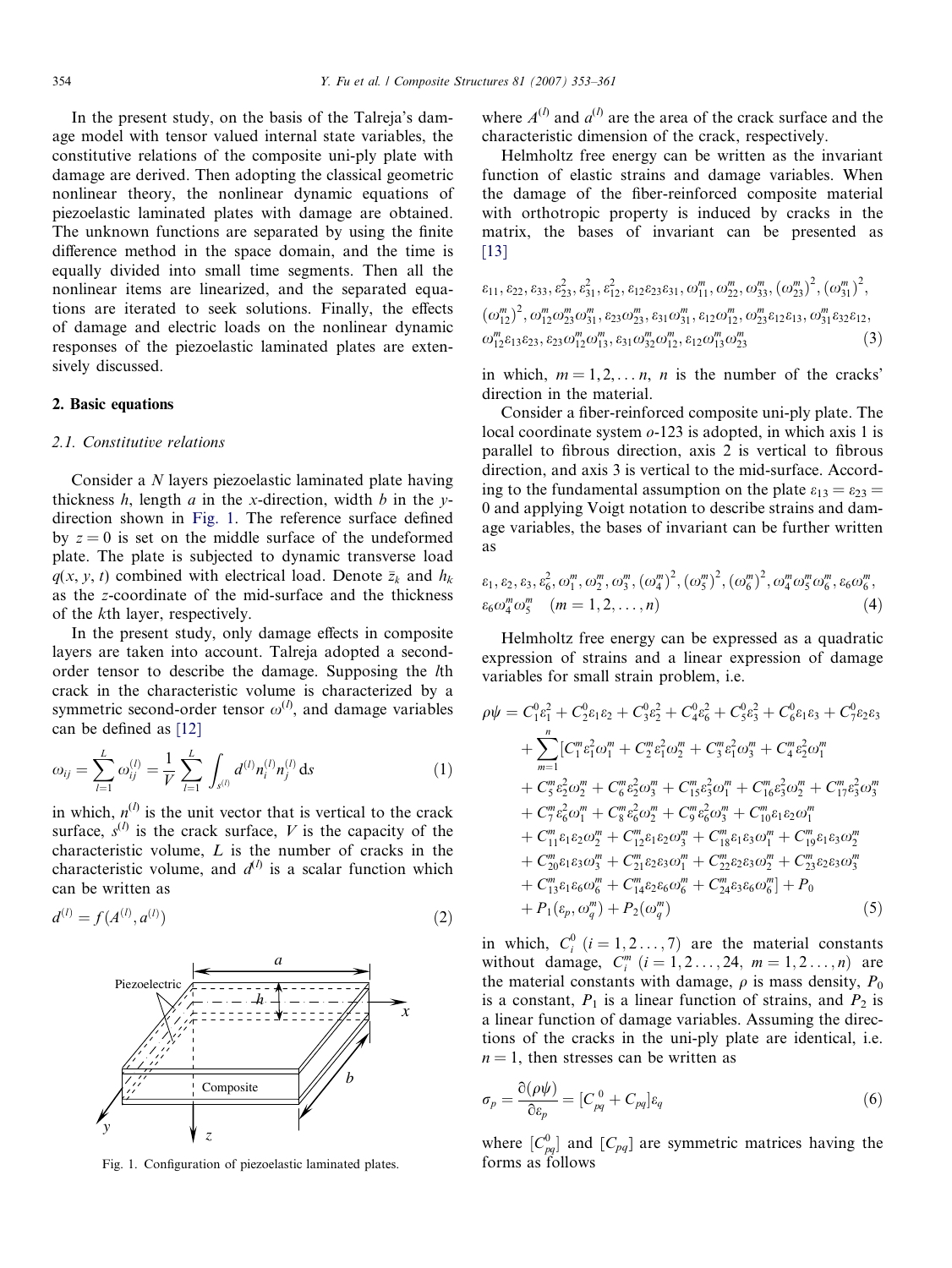In the present study, on the basis of the Talreja's damage model with tensor valued internal state variables, the constitutive relations of the composite uni-ply plate with damage are derived. Then adopting the classical geometric nonlinear theory, the nonlinear dynamic equations of piezoelastic laminated plates with damage are obtained. The unknown functions are separated by using the finite difference method in the space domain, and the time is equally divided into small time segments. Then all the nonlinear items are linearized, and the separated equations are iterated to seek solutions. Finally, the effects of damage and electric loads on the nonlinear dynamic responses of the piezoelastic laminated plates are extensively discussed.

## 2. Basic equations

### 2.1. Constitutive relations

Consider a $N$ layers piezoelastic laminated plate having thickness $h$, length $a$ in the $x$-direction, width $b$ in the $y$-direction shown in Fig. 1. The reference surface defined by $z = 0$ is set on the middle surface of the undeformed plate. The plate is subjected to dynamic transverse load $q(x, y, t)$ combined with electrical load. Denote $\bar{z}_k$ and $h_k$ as the $z$-coordinate of the mid-surface and the thickness of the $k$th layer, respectively.

In the present study, only damage effects in composite layers are taken into account. Talreja adopted a second-order tensor to describe the damage. Supposing the $l$th crack in the characteristic volume is characterized by a symmetric second-order tensor $\omega^{(l)}$, and damage variables can be defined as [12]

$$\omega_{ij} = \sum_{l=1}^{L} \omega_{ij}^{(l)} = \frac{1}{V} \sum_{l=1}^{L} \int_{s^{(l)}} d^{(l)} n_i^{(l)} n_j^{(l)} \, \mathrm{d}s \tag{1}$$

in which, $n^{(l)}$ is the unit vector that is vertical to the crack surface, $s^{(l)}$ is the crack surface, $V$ is the capacity of the characteristic volume, $L$ is the number of cracks in the characteristic volume, and $d^{(l)}$ is a scalar function which can be written as

$$d^{(l)} = f(A^{(l)}, a^{(l)}) \tag{2}$$

Fig. 1. Configuration of piezoelastic laminated plates.

where $A^{(l)}$ and $a^{(l)}$ are the area of the crack surface and the characteristic dimension of the crack, respectively.

Helmholtz free energy can be written as the invariant function of elastic strains and damage variables. When the damage of the fiber-reinforced composite material with orthotropic property is induced by cracks in the matrix, the bases of invariant can be presented as [13]

$$\begin{aligned}
&\varepsilon_{11}, \varepsilon_{22}, \varepsilon_{33}, \varepsilon_{23}^2, \varepsilon_{31}^2, \varepsilon_{12}^2, \varepsilon_{12}\varepsilon_{23}\varepsilon_{31}, \omega_{11}^m, \omega_{22}^m, \omega_{33}^m, (\omega_{23}^m)^2, (\omega_{31}^m)^2, \\
&(\omega_{12}^m)^2, \omega_{12}^m\omega_{23}^m\omega_{31}^m, \varepsilon_{23}\omega_{23}^m, \varepsilon_{31}\omega_{31}^m, \varepsilon_{12}\omega_{12}^m, \omega_{23}^m\varepsilon_{12}\varepsilon_{13}, \omega_{31}^m\varepsilon_{32}\varepsilon_{12}, \\
&\omega_{12}^m\varepsilon_{13}\varepsilon_{23}, \varepsilon_{23}\omega_{12}^m\omega_{13}^m, \varepsilon_{31}\omega_{32}^m\omega_{12}^m, \varepsilon_{12}\omega_{13}^m\omega_{23}^m
\end{aligned} \tag{3}$$

in which, $m = 1, 2, \ldots n$, $n$ is the number of the cracks' direction in the material.

Consider a fiber-reinforced composite uni-ply plate. The local coordinate system $o$-123 is adopted, in which axis 1 is parallel to fibrous direction, axis 2 is vertical to fibrous direction, and axis 3 is vertical to the mid-surface. According to the fundamental assumption on the plate $\varepsilon_{13} = \varepsilon_{23} = 0$ and applying Voigt notation to describe strains and damage variables, the bases of invariant can be further written as

$$\begin{aligned}
&\varepsilon_1, \varepsilon_2, \varepsilon_3, \varepsilon_6^2, \omega_1^m, \omega_2^m, \omega_3^m, (\omega_4^m)^2, (\omega_5^m)^2, (\omega_6^m)^2, \omega_4^m\omega_5^m\omega_6^m, \varepsilon_6\omega_6^m, \\
&\varepsilon_6\omega_4^m\omega_5^m \quad (m = 1, 2, \ldots, n)
\end{aligned} \tag{4}$$

Helmholtz free energy can be expressed as a quadratic expression of strains and a linear expression of damage variables for small strain problem, i.e.

$$\begin{aligned}
\rho\psi = {} & C_1^0\varepsilon_1^2 + C_2^0\varepsilon_1\varepsilon_2 + C_3^0\varepsilon_2^2 + C_4^0\varepsilon_6^2 + C_5^0\varepsilon_3^2 + C_6^0\varepsilon_1\varepsilon_3 + C_7^0\varepsilon_2\varepsilon_3 \\
& + \sum_{m=1}^{n} [C_1^m\varepsilon_1^2\omega_1^m + C_2^m\varepsilon_1^2\omega_2^m + C_3^m\varepsilon_1^2\omega_3^m + C_4^m\varepsilon_2^2\omega_1^m \\
& + C_5^m\varepsilon_2^2\omega_2^m + C_6^m\varepsilon_2^2\omega_3^m + C_{15}^m\varepsilon_3^2\omega_1^m + C_{16}^m\varepsilon_3^2\omega_2^m + C_{17}^m\varepsilon_3^2\omega_3^m \\
& + C_7^m\varepsilon_6^2\omega_1^m + C_8^m\varepsilon_6^2\omega_2^m + C_9^m\varepsilon_6^2\omega_3^m + C_{10}^m\varepsilon_1\varepsilon_2\omega_1^m \\
& + C_{11}^m\varepsilon_1\varepsilon_2\omega_2^m + C_{12}^m\varepsilon_1\varepsilon_2\omega_3^m + C_{18}^m\varepsilon_1\varepsilon_3\omega_1^m + C_{19}^m\varepsilon_1\varepsilon_3\omega_2^m \\
& + C_{20}^m\varepsilon_1\varepsilon_3\omega_3^m + C_{21}^m\varepsilon_2\varepsilon_3\omega_1^m + C_{22}^m\varepsilon_2\varepsilon_3\omega_2^m + C_{23}^m\varepsilon_2\varepsilon_3\omega_3^m \\
& + C_{13}^m\varepsilon_1\varepsilon_6\omega_6^m + C_{14}^m\varepsilon_2\varepsilon_6\omega_6^m + C_{24}^m\varepsilon_3\varepsilon_6\omega_6^m] + P_0 \\
& + P_1(\varepsilon_p, \omega_q^m) + P_2(\omega_q^m)
\end{aligned} \tag{5}$$

in which, $C_i^0$ $(i = 1, 2 \ldots, 7)$ are the material constants without damage, $C_i^m$ $(i = 1, 2 \ldots, 24,\ m = 1, 2 \ldots, n)$ are the material constants with damage, $\rho$ is mass density, $P_0$ is a constant, $P_1$ is a linear function of strains, and $P_2$ is a linear function of damage variables. Assuming the directions of the cracks in the uni-ply plate are identical, i.e. $n = 1$, then stresses can be written as

$$\sigma_p = \frac{\partial(\rho\psi)}{\partial\varepsilon_p} = [C_{pq}^0 + C_{pq}]\varepsilon_q \tag{6}$$

where $[C_{pq}^0]$ and $[C_{pq}]$ are symmetric matrices having the forms as follows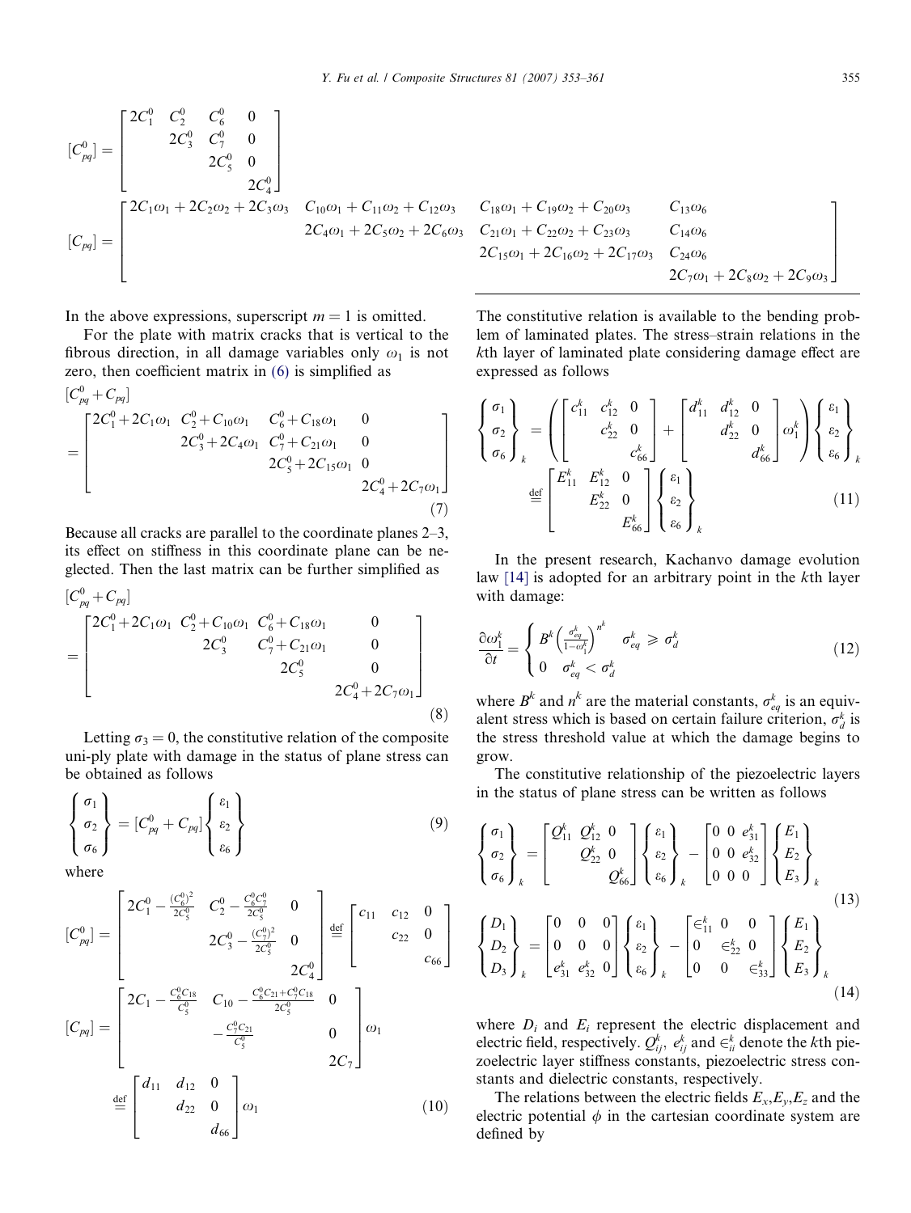$$
[C_{pq}^0] = \begin{bmatrix} 2C_1^0 & C_2^0 & C_6^0 & 0 \\ & 2C_3^0 & C_7^0 & 0 \\ & & 2C_5^0 & 0 \\ & & & 2C_4^0 \end{bmatrix}
$$

$$
[C_{pq}] = \begin{bmatrix} 2C_1\omega_1 + 2C_2\omega_2 + 2C_3\omega_3 & C_{10}\omega_1 + C_{11}\omega_2 + C_{12}\omega_3 & C_{18}\omega_1 + C_{19}\omega_2 + C_{20}\omega_3 & C_{13}\omega_6 \\ & 2C_4\omega_1 + 2C_5\omega_2 + 2C_6\omega_3 & C_{21}\omega_1 + C_{22}\omega_2 + C_{23}\omega_3 & C_{14}\omega_6 \\ & & 2C_{15}\omega_1 + 2C_{16}\omega_2 + 2C_{17}\omega_3 & C_{24}\omega_6 \\ & & & 2C_7\omega_1 + 2C_8\omega_2 + 2C_9\omega_3 \end{bmatrix}
$$

In the above expressions, superscript $m = 1$ is omitted.

For the plate with matrix cracks that is vertical to the fibrous direction, in all damage variables only $\omega_1$ is not zero, then coefficient matrix in (6) is simplified as

$$
[C_{pq}^0 + C_{pq}] = \begin{bmatrix} 2C_1^0 + 2C_1\omega_1 & C_2^0 + C_{10}\omega_1 & C_6^0 + C_{18}\omega_1 & 0 \\ & 2C_3^0 + 2C_4\omega_1 & C_7^0 + C_{21}\omega_1 & 0 \\ & & 2C_5^0 + 2C_{15}\omega_1 & 0 \\ & & & 2C_4^0 + 2C_7\omega_1 \end{bmatrix} \tag{7}
$$

Because all cracks are parallel to the coordinate planes 2–3, its effect on stiffness in this coordinate plane can be neglected. Then the last matrix can be further simplified as

$$
[C_{pq}^0 + C_{pq}] = \begin{bmatrix} 2C_1^0 + 2C_1\omega_1 & C_2^0 + C_{10}\omega_1 & C_6^0 + C_{18}\omega_1 & 0 \\ & 2C_3^0 & C_7^0 + C_{21}\omega_1 & 0 \\ & & 2C_5^0 & 0 \\ & & & 2C_4^0 + 2C_7\omega_1 \end{bmatrix} \tag{8}
$$

Letting $\sigma_3 = 0$, the constitutive relation of the composite uni-ply plate with damage in the status of plane stress can be obtained as follows

$$
\begin{Bmatrix} \sigma_1 \\ \sigma_2 \\ \sigma_6 \end{Bmatrix} = [C_{pq}^0 + C_{pq}] \begin{Bmatrix} \varepsilon_1 \\ \varepsilon_2 \\ \varepsilon_6 \end{Bmatrix} \tag{9}
$$

where

$$
[C_{pq}^0] = \begin{bmatrix} 2C_1^0 - \frac{(C_6^0)^2}{2C_5^0} & C_2^0 - \frac{C_6^0 C_7^0}{2C_5^0} & 0 \\ & 2C_3^0 - \frac{(C_7^0)^2}{2C_5^0} & 0 \\ & & 2C_4^0 \end{bmatrix} \stackrel{\text{def}}{=} \begin{bmatrix} c_{11} & c_{12} & 0 \\ & c_{22} & 0 \\ & & c_{66} \end{bmatrix}
$$

$$
[C_{pq}] = \begin{bmatrix} 2C_1 - \frac{C_6^0 C_{18}}{C_5^0} & C_{10} - \frac{C_6^0 C_{21} + C_7^0 C_{18}}{2C_5^0} & 0 \\ & -\frac{C_7^0 C_{21}}{C_5^0} & 0 \\ & & 2C_7 \end{bmatrix} \omega_1 \stackrel{\text{def}}{=} \begin{bmatrix} d_{11} & d_{12} & 0 \\ & d_{22} & 0 \\ & & d_{66} \end{bmatrix} \omega_1 \tag{10}
$$

The constitutive relation is available to the bending problem of laminated plates. The stress–strain relations in the $k$th layer of laminated plate considering damage effect are expressed as follows

$$
\begin{Bmatrix} \sigma_1 \\ \sigma_2 \\ \sigma_6 \end{Bmatrix}_k = \left( \begin{bmatrix} c_{11}^k & c_{12}^k & 0 \\ & c_{22}^k & 0 \\ & & c_{66}^k \end{bmatrix} + \begin{bmatrix} d_{11}^k & d_{12}^k & 0 \\ & d_{22}^k & 0 \\ & & d_{66}^k \end{bmatrix} \omega_1^k \right) \begin{Bmatrix} \varepsilon_1 \\ \varepsilon_2 \\ \varepsilon_6 \end{Bmatrix}_k \stackrel{\text{def}}{=} \begin{bmatrix} E_{11}^k & E_{12}^k & 0 \\ & E_{22}^k & 0 \\ & & E_{66}^k \end{bmatrix} \begin{Bmatrix} \varepsilon_1 \\ \varepsilon_2 \\ \varepsilon_6 \end{Bmatrix}_k \tag{11}
$$

In the present research, Kachanvo damage evolution law [14] is adopted for an arbitrary point in the $k$th layer with damage:

$$
\frac{\partial \omega_1^k}{\partial t} = \begin{cases} B^k \left( \frac{\sigma_{eq}^k}{1 - \omega_1^k} \right)^{n^k} & \sigma_{eq}^k \geqslant \sigma_d^k \\ 0 & \sigma_{eq}^k < \sigma_d^k \end{cases} \tag{12}
$$

where $B^k$ and $n^k$ are the material constants, $\sigma_{eq}^k$ is an equivalent stress which is based on certain failure criterion, $\sigma_d^k$ is the stress threshold value at which the damage begins to grow.

The constitutive relationship of the piezoelectric layers in the status of plane stress can be written as follows

$$
\begin{Bmatrix} \sigma_1 \\ \sigma_2 \\ \sigma_6 \end{Bmatrix}_k = \begin{bmatrix} Q_{11}^k & Q_{12}^k & 0 \\ & Q_{22}^k & 0 \\ & & Q_{66}^k \end{bmatrix} \begin{Bmatrix} \varepsilon_1 \\ \varepsilon_2 \\ \varepsilon_6 \end{Bmatrix}_k - \begin{bmatrix} 0 & 0 & e_{31}^k \\ 0 & 0 & e_{32}^k \\ 0 & 0 & 0 \end{bmatrix} \begin{Bmatrix} E_1 \\ E_2 \\ E_3 \end{Bmatrix}_k \tag{13}
$$

$$
\begin{Bmatrix} D_1 \\ D_2 \\ D_3 \end{Bmatrix}_k = \begin{bmatrix} 0 & 0 & 0 \\ 0 & 0 & 0 \\ e_{31}^k & e_{32}^k & 0 \end{bmatrix} \begin{Bmatrix} \varepsilon_1 \\ \varepsilon_2 \\ \varepsilon_6 \end{Bmatrix}_k - \begin{bmatrix} \in_{11}^k & 0 & 0 \\ 0 & \in_{22}^k & 0 \\ 0 & 0 & \in_{33}^k \end{bmatrix} \begin{Bmatrix} E_1 \\ E_2 \\ E_3 \end{Bmatrix}_k \tag{14}
$$

where $D_i$ and $E_i$ represent the electric displacement and electric field, respectively. $Q_{ij}^k$, $e_{ij}^k$ and $\in_{ii}^k$ denote the $k$th piezoelectric layer stiffness constants, piezoelectric stress constants and dielectric constants, respectively.

The relations between the electric fields $E_x, E_y, E_z$ and the electric potential $\phi$ in the cartesian coordinate system are defined by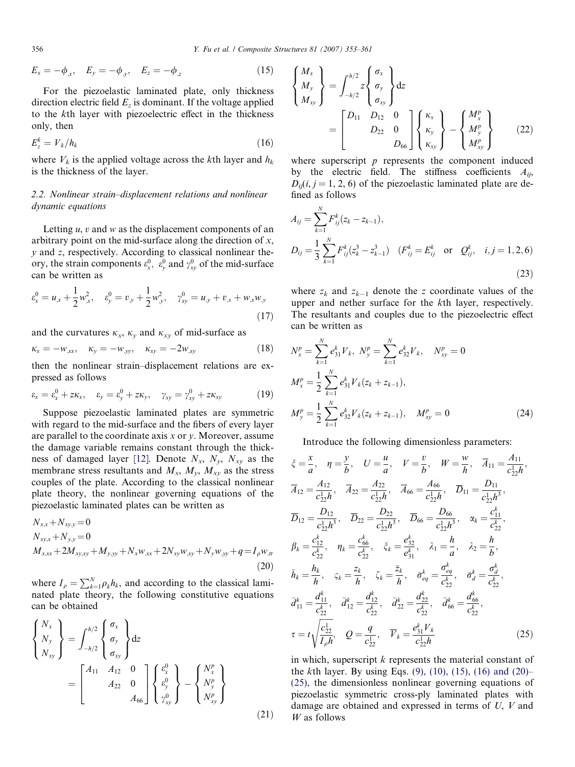$$E_x = -\phi_{,x}, \quad E_y = -\phi_{,y}, \quad E_z = -\phi_{,z} \tag{15}$$

For the piezoelastic laminated plate, only thickness direction electric field $E_z$ is dominant. If the voltage applied to the $k$th layer with piezoelectric effect in the thickness only, then

$$E_z^k = V_k / h_k \tag{16}$$

where $V_k$ is the applied voltage across the $k$th layer and $h_k$ is the thickness of the layer.

### 2.2. Nonlinear strain–displacement relations and nonlinear dynamic equations

Letting $u$, $v$ and $w$ as the displacement components of an arbitrary point on the mid-surface along the direction of $x$, $y$ and $z$, respectively. According to classical nonlinear theory, the strain components $\varepsilon_x^0$, $\varepsilon_y^0$ and $\gamma_{xy}^0$ of the mid-surface can be written as

$$\varepsilon_x^0 = u_{,x} + \frac{1}{2} w_{,x}^2, \quad \varepsilon_y^0 = v_{,y} + \frac{1}{2} w_{,y}^2, \quad \gamma_{xy}^0 = u_{,y} + v_{,x} + w_{,x} w_{,y} \tag{17}$$

and the curvatures $\kappa_x$, $\kappa_y$ and $\kappa_{xy}$ of mid-surface as

$$\kappa_x = -w_{,xx}, \quad \kappa_y = -w_{,yy}, \quad \kappa_{xy} = -2w_{,xy} \tag{18}$$

then the nonlinear strain–displacement relations are expressed as follows

$$\varepsilon_x = \varepsilon_x^0 + z\kappa_x, \quad \varepsilon_y = \varepsilon_y^0 + z\kappa_y, \quad \gamma_{xy} = \gamma_{xy}^0 + z\kappa_{xy} \tag{19}$$

Suppose piezoelastic laminated plates are symmetric with regard to the mid-surface and the fibers of every layer are parallel to the coordinate axis $x$ or $y$. Moreover, assume the damage variable remains constant through the thickness of damaged layer [12]. Denote $N_x$, $N_y$, $N_{xy}$ as the membrane stress resultants and $M_x$, $M_y$, $M_{xy}$ as the stress couples of the plate. According to the classical nonlinear plate theory, the nonlinear governing equations of the piezoelastic laminated plates can be written as

$$\begin{aligned}
&N_{x,x} + N_{xy,y} = 0 \\
&N_{xy,x} + N_{y,y} = 0 \\
&M_{x,xx} + 2M_{xy,xy} + M_{y,yy} + N_x w_{,xx} + 2N_{xy} w_{,xy} + N_y w_{,yy} + q = I_\rho w_{,tt}
\end{aligned} \tag{20}$$

where $I_\rho = \sum_{k=1}^{N} \rho_k h_k$, and according to the classical laminated plate theory, the following constitutive equations can be obtained

$$\begin{Bmatrix} N_x \\ N_y \\ N_{xy} \end{Bmatrix} = \int_{-h/2}^{h/2} \begin{Bmatrix} \sigma_x \\ \sigma_y \\ \sigma_{xy} \end{Bmatrix} \mathrm{d}z = \begin{bmatrix} A_{11} & A_{12} & 0 \\ & A_{22} & 0 \\ & & A_{66} \end{bmatrix} \begin{Bmatrix} \varepsilon_x^0 \\ \varepsilon_y^0 \\ \gamma_{xy}^0 \end{Bmatrix} - \begin{Bmatrix} N_x^p \\ N_y^p \\ N_{xy}^p \end{Bmatrix} \tag{21}$$

$$\begin{Bmatrix} M_x \\ M_y \\ M_{xy} \end{Bmatrix} = \int_{-h/2}^{h/2} z \begin{Bmatrix} \sigma_x \\ \sigma_y \\ \sigma_{xy} \end{Bmatrix} \mathrm{d}z = \begin{bmatrix} D_{11} & D_{12} & 0 \\ & D_{22} & 0 \\ & & D_{66} \end{bmatrix} \begin{Bmatrix} \kappa_x \\ \kappa_y \\ \kappa_{xy} \end{Bmatrix} - \begin{Bmatrix} M_x^p \\ M_y^p \\ M_{xy}^p \end{Bmatrix} \tag{22}$$

where superscript $p$ represents the component induced by the electric field. The stiffness coefficients $A_{ij}$, $D_{ij}(i, j = 1, 2, 6)$ of the piezoelastic laminated plate are defined as follows

$$A_{ij} = \sum_{k=1}^{N} F_{ij}^k (z_k - z_{k-1}),$$
$$D_{ij} = \frac{1}{3} \sum_{k=1}^{N} F_{ij}^k (z_k^3 - z_{k-1}^3) \quad (F_{ij}^k = E_{ij}^k \quad \text{or} \quad Q_{ij}^k, \quad i, j = 1, 2, 6) \tag{23}$$

where $z_k$ and $z_{k-1}$ denote the $z$ coordinate values of the upper and nether surface for the $k$th layer, respectively. The resultants and couples due to the piezoelectric effect can be written as

$$N_x^p = \sum_{k=1}^{N} e_{31}^k V_k, \; N_y^p = \sum_{k=1}^{N} e_{32}^k V_k, \quad N_{xy}^p = 0$$
$$M_x^p = \frac{1}{2} \sum_{k=1}^{N} e_{31}^k V_k (z_k + z_{k-1}),$$
$$M_y^p = \frac{1}{2} \sum_{k=1}^{N} e_{32}^k V_k (z_k + z_{k-1}), \quad M_{xy}^p = 0 \tag{24}$$

Introduce the following dimensionless parameters:

$$\begin{aligned}
&\xi = \frac{x}{a}, \quad \eta = \frac{y}{b}, \quad U = \frac{u}{a}, \quad V = \frac{v}{b}, \quad W = \frac{w}{h}, \quad \overline{A}_{11} = \frac{A_{11}}{c_{22}^1 h}, \\
&\overline{A}_{12} = \frac{A_{12}}{c_{22}^1 h}, \quad \overline{A}_{22} = \frac{A_{22}}{c_{22}^1 h}, \quad \overline{A}_{66} = \frac{A_{66}}{c_{22}^1 h}, \quad \overline{D}_{11} = \frac{D_{11}}{c_{22}^1 h^3}, \\
&\overline{D}_{12} = \frac{D_{12}}{c_{22}^1 h^3}, \quad \overline{D}_{22} = \frac{D_{22}}{c_{22}^1 h^3}, \quad \overline{D}_{66} = \frac{D_{66}}{c_{22}^1 h^3}, \quad \alpha_k = \frac{c_{11}^k}{c_{22}^k}, \\
&\beta_k = \frac{c_{12}^k}{c_{22}^k}, \quad \eta_k = \frac{c_{66}^k}{c_{22}^k}, \quad \xi_k = \frac{e_{32}^k}{e_{31}^k}, \quad \lambda_1 = \frac{h}{a}, \quad \lambda_2 = \frac{h}{b}, \\
&\bar{h}_k = \frac{h_k}{h}, \quad \varsigma_k = \frac{z_k}{h}, \quad \zeta_k = \frac{\bar{z}_k}{h}, \quad \bar{\sigma}_{eq}^k = \frac{\sigma_{eq}^k}{c_{22}^k}, \quad \bar{\sigma}_d^k = \frac{\sigma_d^k}{c_{22}^k}, \\
&\bar{d}_{11}^k = \frac{d_{11}^k}{c_{22}^k}, \quad \bar{d}_{12}^k = \frac{d_{12}^k}{c_{22}^k}, \quad \bar{d}_{22}^k = \frac{d_{22}^k}{c_{22}^k}, \quad \bar{d}_{66}^k = \frac{d_{66}^k}{c_{22}^k}, \\
&\tau = t\sqrt{\frac{c_{22}^1}{I_\rho h}}, \quad Q = \frac{q}{c_{22}^1}, \quad \overline{V}_k = \frac{e_{31}^k V_k}{c_{22}^1 h}
\end{aligned} \tag{25}$$

in which, superscript $k$ represents the material constant of the $k$th layer. By using Eqs. (9), (10), (15), (16) and (20)–(25), the dimensionless nonlinear governing equations of piezoelastic symmetric cross-ply laminated plates with damage are obtained and expressed in terms of $U$, $V$ and $W$ as follows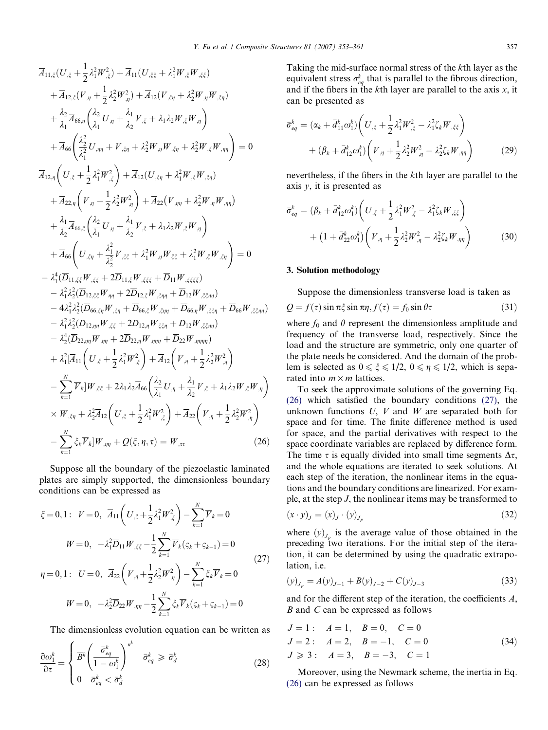$$
\begin{aligned}
&\overline{A}_{11,\xi}(U_{,\xi}+\frac{1}{2}\lambda_1^2W_{,\xi}^2)+\overline{A}_{11}(U_{,\xi\xi}+\lambda_1^2W_{,\xi}W_{,\xi\xi})\\
&+\overline{A}_{12,\xi}(V_{,\eta}+\frac{1}{2}\lambda_2^2W_{,\eta}^2)+\overline{A}_{12}(V_{,\xi\eta}+\lambda_2^2W_{,\eta}W_{,\xi\eta})\\
&+\frac{\lambda_2}{\lambda_1}\overline{A}_{66,\eta}\left(\frac{\lambda_2}{\lambda_1}U_{,\eta}+\frac{\lambda_1}{\lambda_2}V_{,\xi}+\lambda_1\lambda_2W_{,\xi}W_{,\eta}\right)\\
&+\overline{A}_{66}\left(\frac{\lambda_2^2}{\lambda_1^2}U_{,\eta\eta}+V_{,\xi\eta}+\lambda_2^2W_{,\eta}W_{,\xi\eta}+\lambda_2^2W_{,\xi}W_{,\eta\eta}\right)=0\\
&\overline{A}_{12,\eta}\left(U_{,\xi}+\frac{1}{2}\lambda_1^2W_{,\xi}^2\right)+\overline{A}_{12}(U_{,\xi\eta}+\lambda_1^2W_{,\xi}W_{,\xi\eta})\\
&+\overline{A}_{22,\eta}\left(V_{,\eta}+\frac{1}{2}\lambda_2^2W_{,\eta}^2\right)+\overline{A}_{22}\left(V_{,\eta\eta}+\lambda_2^2W_{,\eta}W_{,\eta\eta}\right)\\
&+\frac{\lambda_1}{\lambda_2}\overline{A}_{66,\xi}\left(\frac{\lambda_2}{\lambda_1}U_{,\eta}+\frac{\lambda_1}{\lambda_2}V_{,\xi}+\lambda_1\lambda_2W_{,\xi}W_{,\eta}\right)\\
&+\overline{A}_{66}\left(U_{,\xi\eta}+\frac{\lambda_1^2}{\lambda_2^2}V_{,\xi\xi}+\lambda_1^2W_{,\eta}W_{,\xi\xi}+\lambda_1^2W_{,\xi}W_{,\xi\eta}\right)=0\\
&-\lambda_1^4(\overline{D}_{11,\xi\xi}W_{,\xi\xi}+2\overline{D}_{11,\xi}W_{,\xi\xi\xi}+\overline{D}_{11}W_{,\xi\xi\xi\xi})\\
&-\lambda_1^2\lambda_2^2(\overline{D}_{12,\xi\xi}W_{,\eta\eta}+2\overline{D}_{12,\xi}W_{,\xi\eta\eta}+\overline{D}_{12}W_{,\xi\xi\eta\eta})\\
&-4\lambda_1^2\lambda_2^2(\overline{D}_{66,\xi\eta}W_{,\xi\eta}+\overline{D}_{66,\xi}W_{,\xi\eta\eta}+\overline{D}_{66,\eta}W_{,\xi\xi\eta}+\overline{D}_{66}W_{,\xi\xi\eta\eta})\\
&-\lambda_1^2\lambda_2^2(\overline{D}_{12,\eta\eta}W_{,\xi\xi}+2\overline{D}_{12,\eta}W_{,\xi\xi\eta}+\overline{D}_{12}W_{,\xi\xi\eta\eta})\\
&-\lambda_2^4(\overline{D}_{22,\eta\eta}W_{,\eta\eta}+2\overline{D}_{22,\eta}W_{,\eta\eta\eta}+\overline{D}_{22}W_{,\eta\eta\eta\eta})\\
&+\lambda_1^2[\overline{A}_{11}\left(U_{,\xi}+\frac{1}{2}\lambda_1^2W_{,\xi}^2\right)+\overline{A}_{12}\left(V_{,\eta}+\frac{1}{2}\lambda_2^2W_{,\eta}^2\right)\\
&-\sum_{k=1}^{N}\overline{V}_k]W_{,\xi\xi}+2\lambda_1\lambda_2\overline{A}_{66}\left(\frac{\lambda_2}{\lambda_1}U_{,\eta}+\frac{\lambda_1}{\lambda_2}V_{,\xi}+\lambda_1\lambda_2W_{,\xi}W_{,\eta}\right)\\
&\times W_{,\xi\eta}+\lambda_2^2[\overline{A}_{12}\left(U_{,\xi}+\frac{1}{2}\lambda_1^2W_{,\xi}^2\right)+\overline{A}_{22}\left(V_{,\eta}+\frac{1}{2}\lambda_2^2W_{,\eta}^2\right)\\
&-\sum_{k=1}^{N}\xi_k\overline{V}_k]W_{,\eta\eta}+Q(\xi,\eta,\tau)=W_{,\tau\tau}
\end{aligned}
\tag{26}
$$

Suppose all the boundary of the piezoelastic laminated plates are simply supported, the dimensionless boundary conditions can be expressed as

$$
\begin{aligned}
\xi=0,1:\ & V=0,\ \overline{A}_{11}\left(U_{,\xi}+\frac{1}{2}\lambda_1^2W_{,\xi}^2\right)-\sum_{k=1}^{N}\overline{V}_k=0\\
& W=0,\ -\lambda_1^2\overline{D}_{11}W_{,\xi\xi}-\frac{1}{2}\sum_{k=1}^{N}\overline{V}_k(\varsigma_k+\varsigma_{k-1})=0\\
\eta=0,1:\ & U=0,\ \overline{A}_{22}\left(V_{,\eta}+\frac{1}{2}\lambda_2^2W_{,\eta}^2\right)-\sum_{k=1}^{N}\xi_k\overline{V}_k=0\\
& W=0,\ -\lambda_2^2\overline{D}_{22}W_{,\eta\eta}-\frac{1}{2}\sum_{k=1}^{N}\xi_k\overline{V}_k(\varsigma_k+\varsigma_{k-1})=0
\end{aligned}
\tag{27}
$$

The dimensionless evolution equation can be written as

$$
\frac{\partial\omega_1^k}{\partial\tau}=\begin{cases}\overline{B}^k\left(\dfrac{\bar{\sigma}_{eq}^k}{1-\omega_1^k}\right)^{n^k} & \bar{\sigma}_{eq}^k\geqslant\bar{\sigma}_d^k\\ 0 \quad \bar{\sigma}_{eq}^k<\bar{\sigma}_d^k\end{cases}
\tag{28}
$$

Taking the mid-surface normal stress of the $k$th layer as the equivalent stress $\sigma_{eq}^k$ that is parallel to the fibrous direction, and if the fibers in the $k$th layer are parallel to the axis $x$, it can be presented as

$$
\begin{aligned}
\bar{\sigma}_{eq}^k=&(\alpha_k+\bar{d}_{11}^k\omega_1^k)\left(U_{,\xi}+\frac{1}{2}\lambda_1^2W_{,\xi}^2-\lambda_1^2\zeta_kW_{,\xi\xi}\right)\\
&+(\beta_k+\bar{d}_{12}^k\omega_1^k)\left(V_{,\eta}+\frac{1}{2}\lambda_2^2W_{,\eta}^2-\lambda_2^2\zeta_kW_{,\eta\eta}\right)
\end{aligned}
\tag{29}
$$

nevertheless, if the fibers in the $k$th layer are parallel to the axis $y$, it is presented as

$$
\begin{aligned}
\bar{\sigma}_{eq}^k=&(\beta_k+\bar{d}_{12}^k\omega_1^k)\left(U_{,\xi}+\frac{1}{2}\lambda_1^2W_{,\xi}^2-\lambda_1^2\zeta_kW_{,\xi\xi}\right)\\
&+\left(1+\bar{d}_{22}^k\omega_1^k\right)\left(V_{,\eta}+\frac{1}{2}\lambda_2^2W_{,\eta}^2-\lambda_2^2\zeta_kW_{,\eta\eta}\right)
\end{aligned}
\tag{30}
$$

## 3. Solution methodology

Suppose the dimensionless transverse load is taken as

$$
Q=f(\tau)\sin\pi\xi\sin\pi\eta,\ f(\tau)=f_0\sin\theta\tau \tag{31}
$$

where $f_0$ and $\theta$ represent the dimensionless amplitude and frequency of the transverse load, respectively. Since the load and the structure are symmetric, only one quarter of the plate needs be considered. And the domain of the problem is selected as $0\leqslant\xi\leqslant 1/2$, $0\leqslant\eta\leqslant 1/2$, which is separated into $m\times m$ lattices.

To seek the approximate solutions of the governing Eq. (26) which satisfied the boundary conditions (27), the unknown functions $U$, $V$ and $W$ are separated both for space and for time. The finite difference method is used for space, and the partial derivatives with respect to the space coordinate variables are replaced by difference form. The time $\tau$ is equally divided into small time segments $\Delta\tau$, and the whole equations are iterated to seek solutions. At each step of the iteration, the nonlinear items in the equations and the boundary conditions are linearized. For example, at the step $J$, the nonlinear items may be transformed to

$$
(x\cdot y)_J=(x)_J\cdot(y)_{J_p} \tag{32}
$$

where $(y)_{J_p}$ is the average value of those obtained in the preceding two iterations. For the initial step of the iteration, it can be determined by using the quadratic extrapolation, i.e.

$$
(y)_{J_p}=A(y)_{J-1}+B(y)_{J-2}+C(y)_{J-3} \tag{33}
$$

and for the different step of the iteration, the coefficients $A$, $B$ and $C$ can be expressed as follows

$$
\begin{aligned}
J=1:\quad & A=1,\quad B=0,\quad C=0\\
J=2:\quad & A=2,\quad B=-1,\quad C=0\\
J\geqslant 3:\quad & A=3,\quad B=-3,\quad C=1
\end{aligned}
\tag{34}
$$

Moreover, using the Newmark scheme, the inertia in Eq. (26) can be expressed as follows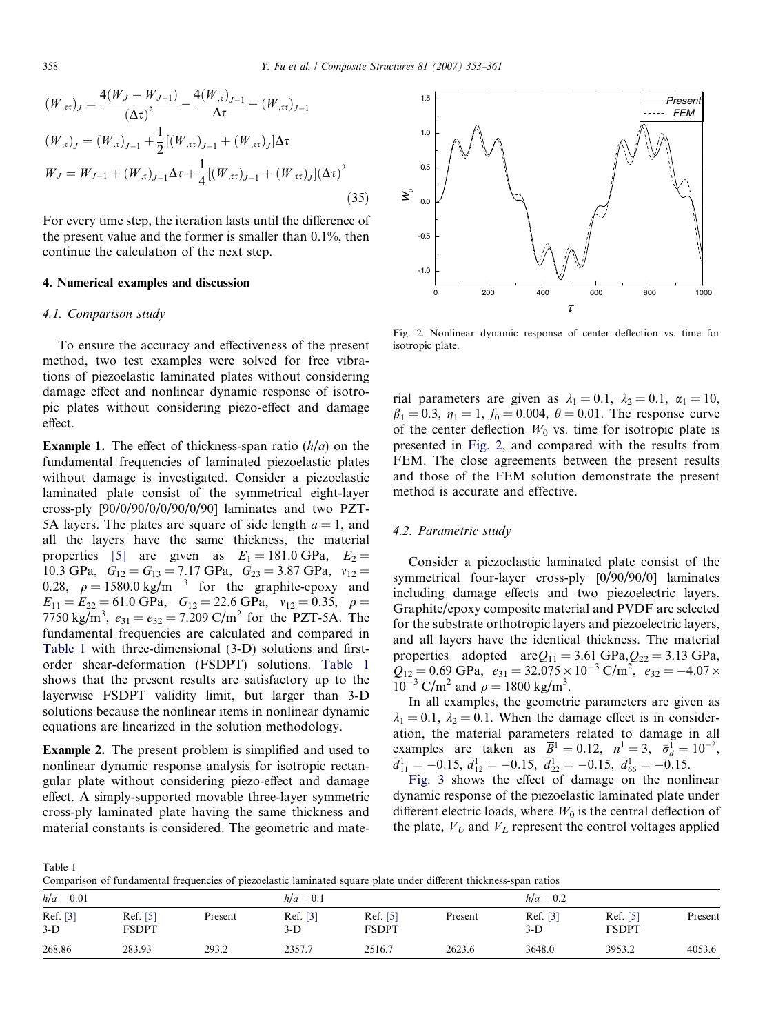$$
\begin{aligned}
(W_{,\tau\tau})_J &= \frac{4(W_J - W_{J-1})}{(\Delta\tau)^2} - \frac{4(W_{,\tau})_{J-1}}{\Delta\tau} - (W_{,\tau\tau})_{J-1} \\
(W_{,\tau})_J &= (W_{,\tau})_{J-1} + \frac{1}{2}[(W_{,\tau\tau})_{J-1} + (W_{,\tau\tau})_J]\Delta\tau \\
W_J &= W_{J-1} + (W_{,\tau})_{J-1}\Delta\tau + \frac{1}{4}[(W_{,\tau\tau})_{J-1} + (W_{,\tau\tau})_J](\Delta\tau)^2
\end{aligned}
\tag{35}
$$

For every time step, the iteration lasts until the difference of the present value and the former is smaller than 0.1%, then continue the calculation of the next step.

## 4. Numerical examples and discussion

### 4.1. Comparison study

To ensure the accuracy and effectiveness of the present method, two test examples were solved for free vibrations of piezoelastic laminated plates without considering damage effect and nonlinear dynamic response of isotropic plates without considering piezo-effect and damage effect.

**Example 1.** The effect of thickness-span ratio ($h/a$) on the fundamental frequencies of laminated piezoelastic plates without damage is investigated. Consider a piezoelastic laminated plate consist of the symmetrical eight-layer cross-ply [90/0/90/0/0/90/0/90] laminates and two PZT-5A layers. The plates are square of side length $a = 1$, and all the layers have the same thickness, the material properties [5] are given as $E_1 = 181.0$ GPa, $E_2 = 10.3$ GPa, $G_{12} = G_{13} = 7.17$ GPa, $G_{23} = 3.87$ GPa, $v_{12} = 0.28$, $\rho = 1580.0$ kg/m $^3$ for the graphite-epoxy and $E_{11} = E_{22} = 61.0$ GPa, $G_{12} = 22.6$ GPa, $v_{12} = 0.35$, $\rho = 7750$ kg/m$^3$, $e_{31} = e_{32} = 7.209$ C/m$^2$ for the PZT-5A. The fundamental frequencies are calculated and compared in Table 1 with three-dimensional (3-D) solutions and first-order shear-deformation (FSDPT) solutions. Table 1 shows that the present results are satisfactory up to the layerwise FSDPT validity limit, but larger than 3-D solutions because the nonlinear items in nonlinear dynamic equations are linearized in the solution methodology.

**Example 2.** The present problem is simplified and used to nonlinear dynamic response analysis for isotropic rectangular plate without considering piezo-effect and damage effect. A simply-supported movable three-layer symmetric cross-ply laminated plate having the same thickness and material constants is considered. The geometric and material parameters are given as $\lambda_1 = 0.1$, $\lambda_2 = 0.1$, $\alpha_1 = 10$, $\beta_1 = 0.3$, $\eta_1 = 1$, $f_0 = 0.004$, $\theta = 0.01$. The response curve of the center deflection $W_0$ vs. time for isotropic plate is presented in Fig. 2, and compared with the results from FEM. The close agreements between the present results and those of the FEM solution demonstrate the present method is accurate and effective.

Fig. 2. Nonlinear dynamic response of center deflection vs. time for isotropic plate.

### 4.2. Parametric study

Consider a piezoelastic laminated plate consist of the symmetrical four-layer cross-ply [0/90/90/0] laminates including damage effects and two piezoelectric layers. Graphite/epoxy composite material and PVDF are selected for the substrate orthotropic layers and piezoelectric layers, and all layers have the identical thickness. The material properties adopted are $Q_{11} = 3.61$ GPa, $Q_{22} = 3.13$ GPa, $Q_{12} = 0.69$ GPa, $e_{31} = 32.075 \times 10^{-3}$ C/m$^2$, $e_{32} = -4.07 \times 10^{-3}$ C/m$^2$ and $\rho = 1800$ kg/m$^3$.

In all examples, the geometric parameters are given as $\lambda_1 = 0.1$, $\lambda_2 = 0.1$. When the damage effect is in consideration, the material parameters related to damage in all examples are taken as $\bar{B}^1 = 0.12$, $n^1 = 3$, $\bar{\sigma}_d^1 = 10^{-2}$, $\bar{d}_{11}^1 = -0.15$, $\bar{d}_{12}^1 = -0.15$, $\bar{d}_{22}^1 = -0.15$, $\bar{d}_{66}^1 = -0.15$.

Fig. 3 shows the effect of damage on the nonlinear dynamic response of the piezoelastic laminated plate under different electric loads, where $W_0$ is the central deflection of the plate, $V_U$ and $V_L$ represent the control voltages applied

Table 1
Comparison of fundamental frequencies of piezoelastic laminated square plate under different thickness-span ratios

| $h/a = 0.01$ | | | $h/a = 0.1$ | | | $h/a = 0.2$ | | |
|---|---|---|---|---|---|---|---|---|
| Ref. [3] 3-D | Ref. [5] FSDPT | Present | Ref. [3] 3-D | Ref. [5] FSDPT | Present | Ref. [3] 3-D | Ref. [5] FSDPT | Present |
| 268.86 | 283.93 | 293.2 | 2357.7 | 2516.7 | 2623.6 | 3648.0 | 3953.2 | 4053.6 |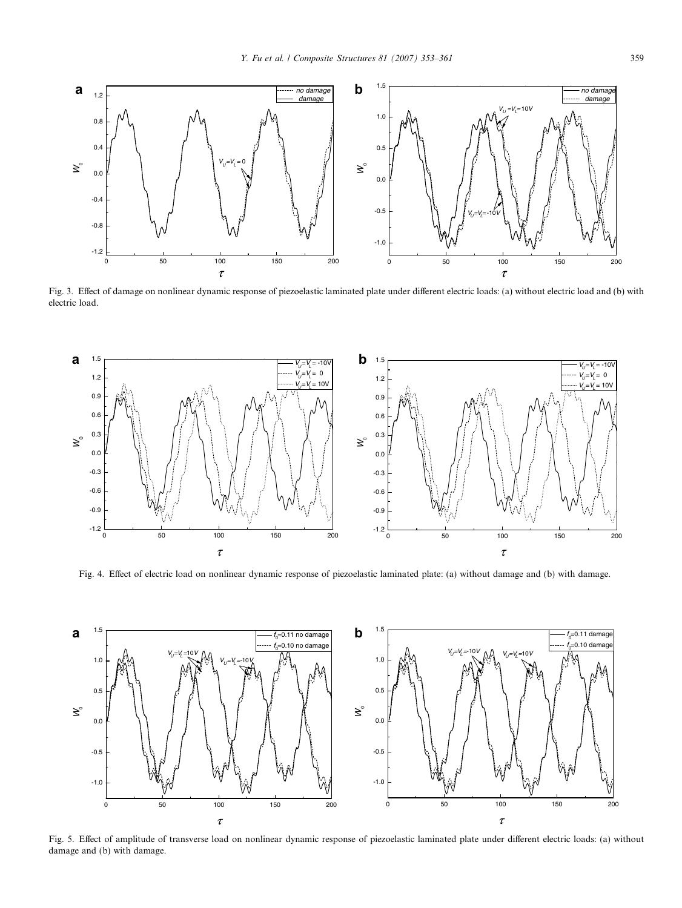Fig. 3. Effect of damage on nonlinear dynamic response of piezoelastic laminated plate under different electric loads: (a) without electric load and (b) with electric load.

Fig. 4. Effect of electric load on nonlinear dynamic response of piezoelastic laminated plate: (a) without damage and (b) with damage.

Fig. 5. Effect of amplitude of transverse load on nonlinear dynamic response of piezoelastic laminated plate under different electric loads: (a) without damage and (b) with damage.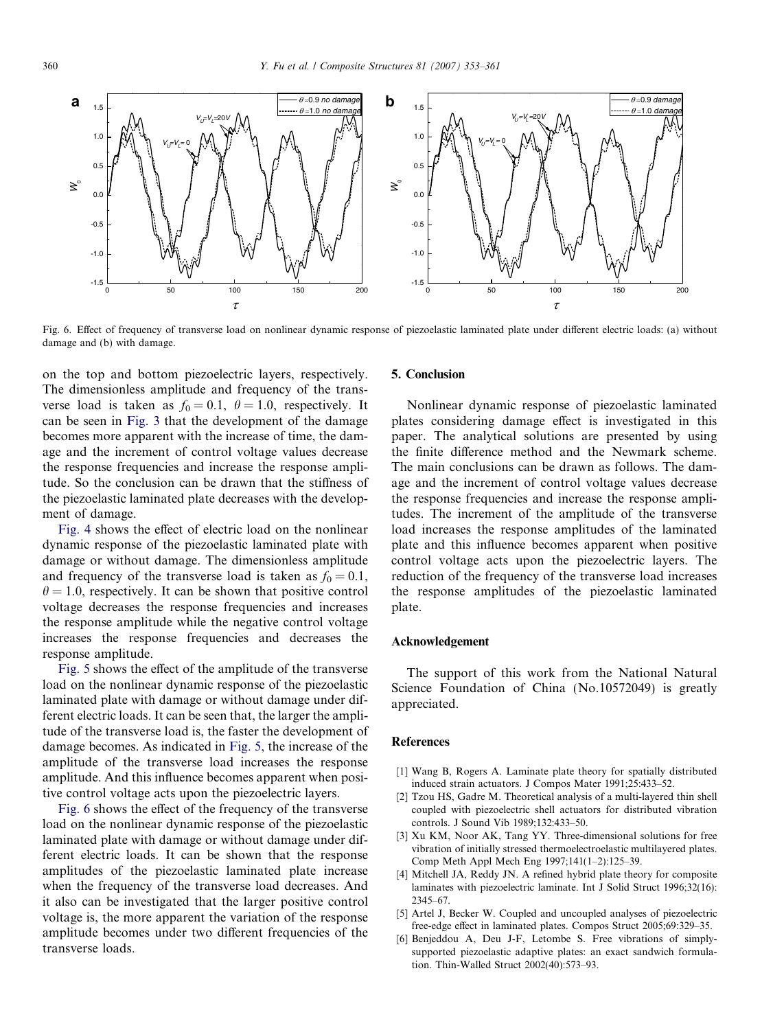a

θ=0.9 no damage

θ=1.0 no damage

$V_U=V_L=20V$

$V_U=V_L=0$

$W_0$

$\tau$

1.5
1.0
0.5
0.0
-0.5
-1.0
-1.5

0
50
100
150
200

b

θ=0.9 damage

θ=1.0 damage

$V_U=V_L=20V$

$V_U=V_L=0$

$W_0$

$\tau$

1.5
1.0
0.5
0.0
-0.5
-1.0
-1.5

0
50
100
150
200

Fig. 6. Effect of frequency of transverse load on nonlinear dynamic response of piezoelastic laminated plate under different electric loads: (a) without damage and (b) with damage.

on the top and bottom piezoelectric layers, respectively. The dimensionless amplitude and frequency of the transverse load is taken as $f_0 = 0.1$, $\theta = 1.0$, respectively. It can be seen in Fig. 3 that the development of the damage becomes more apparent with the increase of time, the damage and the increment of control voltage values decrease the response frequencies and increase the response amplitude. So the conclusion can be drawn that the stiffness of the piezoelastic laminated plate decreases with the development of damage.

Fig. 4 shows the effect of electric load on the nonlinear dynamic response of the piezoelastic laminated plate with damage or without damage. The dimensionless amplitude and frequency of the transverse load is taken as $f_0 = 0.1$, $\theta = 1.0$, respectively. It can be shown that positive control voltage decreases the response frequencies and increases the response amplitude while the negative control voltage increases the response frequencies and decreases the response amplitude.

Fig. 5 shows the effect of the amplitude of the transverse load on the nonlinear dynamic response of the piezoelastic laminated plate with damage or without damage under different electric loads. It can be seen that, the larger the amplitude of the transverse load is, the faster the development of damage becomes. As indicated in Fig. 5, the increase of the amplitude of the transverse load increases the response amplitude. And this influence becomes apparent when positive control voltage acts upon the piezoelectric layers.

Fig. 6 shows the effect of the frequency of the transverse load on the nonlinear dynamic response of the piezoelastic laminated plate with damage or without damage under different electric loads. It can be shown that the response amplitudes of the piezoelastic laminated plate increase when the frequency of the transverse load decreases. And it also can be investigated that the larger positive control voltage is, the more apparent the variation of the response amplitude becomes under two different frequencies of the transverse loads.

## 5. Conclusion

Nonlinear dynamic response of piezoelastic laminated plates considering damage effect is investigated in this paper. The analytical solutions are presented by using the finite difference method and the Newmark scheme. The main conclusions can be drawn as follows. The damage and the increment of control voltage values decrease the response frequencies and increase the response amplitudes. The increment of the amplitude of the transverse load increases the response amplitudes of the laminated plate and this influence becomes apparent when positive control voltage acts upon the piezoelectric layers. The reduction of the frequency of the transverse load increases the response amplitudes of the piezoelastic laminated plate.

## Acknowledgement

The support of this work from the National Natural Science Foundation of China (No.10572049) is greatly appreciated.

## References

[1] Wang B, Rogers A. Laminate plate theory for spatially distributed induced strain actuators. J Compos Mater 1991;25:433–52.

[2] Tzou HS, Gadre M. Theoretical analysis of a multi-layered thin shell coupled with piezoelectric shell actuators for distributed vibration controls. J Sound Vib 1989;132:433–50.

[3] Xu KM, Noor AK, Tang YY. Three-dimensional solutions for free vibration of initially stressed thermoelectroelastic multilayered plates. Comp Meth Appl Mech Eng 1997;141(1–2):125–39.

[4] Mitchell JA, Reddy JN. A refined hybrid plate theory for composite laminates with piezoelectric laminate. Int J Solid Struct 1996;32(16): 2345–67.

[5] Artel J, Becker W. Coupled and uncoupled analyses of piezoelectric free-edge effect in laminated plates. Compos Struct 2005;69:329–35.

[6] Benjeddou A, Deu J-F, Letombe S. Free vibrations of simply-supported piezoelastic adaptive plates: an exact sandwich formulation. Thin-Walled Struct 2002(40):573–93.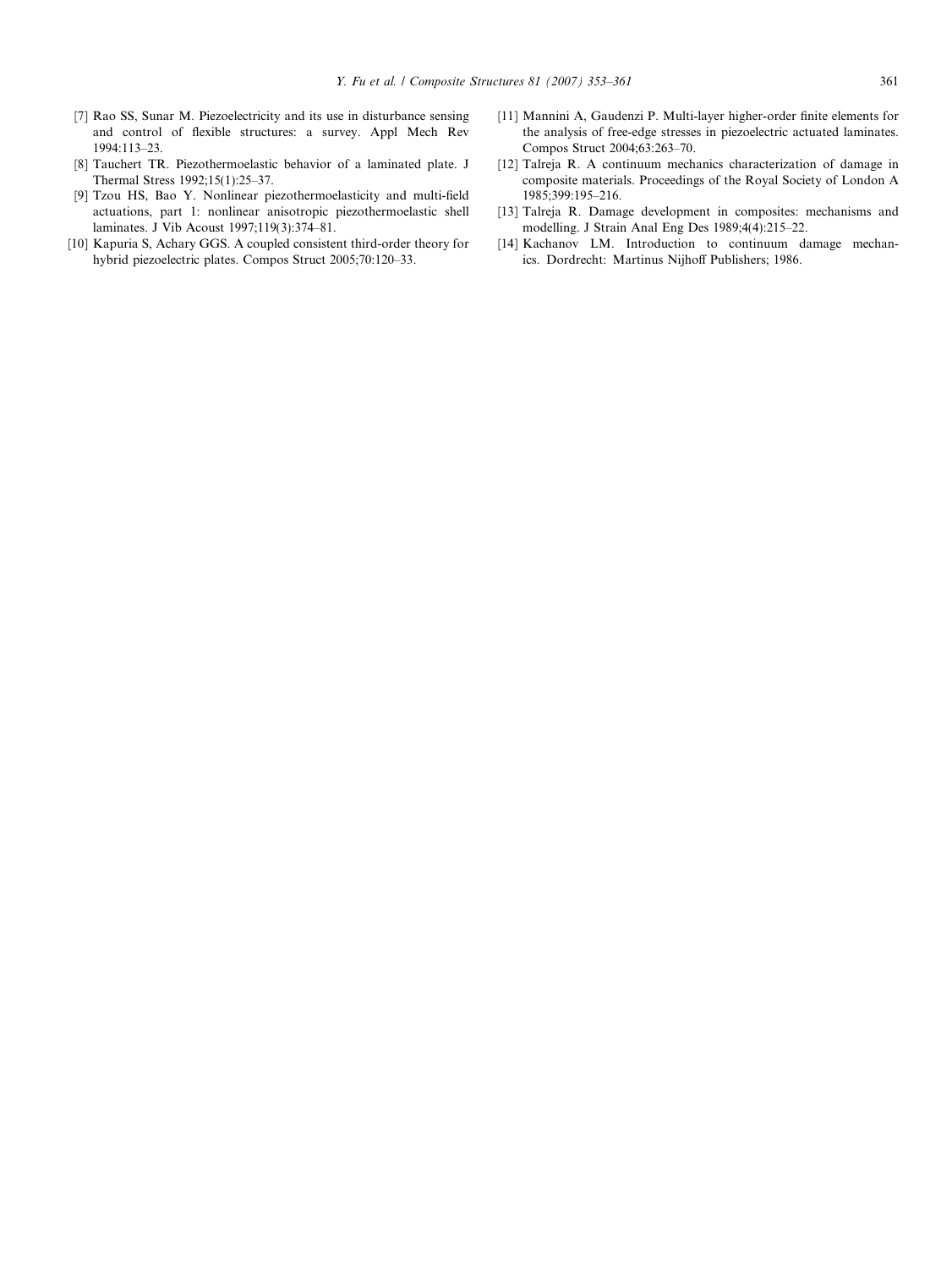[7] Rao SS, Sunar M. Piezoelectricity and its use in disturbance sensing and control of flexible structures: a survey. Appl Mech Rev 1994:113–23.

[8] Tauchert TR. Piezothermoelastic behavior of a laminated plate. J Thermal Stress 1992;15(1):25–37.

[9] Tzou HS, Bao Y. Nonlinear piezothermoelasticity and multi-field actuations, part 1: nonlinear anisotropic piezothermoelastic shell laminates. J Vib Acoust 1997;119(3):374–81.

[10] Kapuria S, Achary GGS. A coupled consistent third-order theory for hybrid piezoelectric plates. Compos Struct 2005;70:120–33.

[11] Mannini A, Gaudenzi P. Multi-layer higher-order finite elements for the analysis of free-edge stresses in piezoelectric actuated laminates. Compos Struct 2004;63:263–70.

[12] Talreja R. A continuum mechanics characterization of damage in composite materials. Proceedings of the Royal Society of London A 1985;399:195–216.

[13] Talreja R. Damage development in composites: mechanisms and modelling. J Strain Anal Eng Des 1989;4(4):215–22.

[14] Kachanov LM. Introduction to continuum damage mechanics. Dordrecht: Martinus Nijhoff Publishers; 1986.